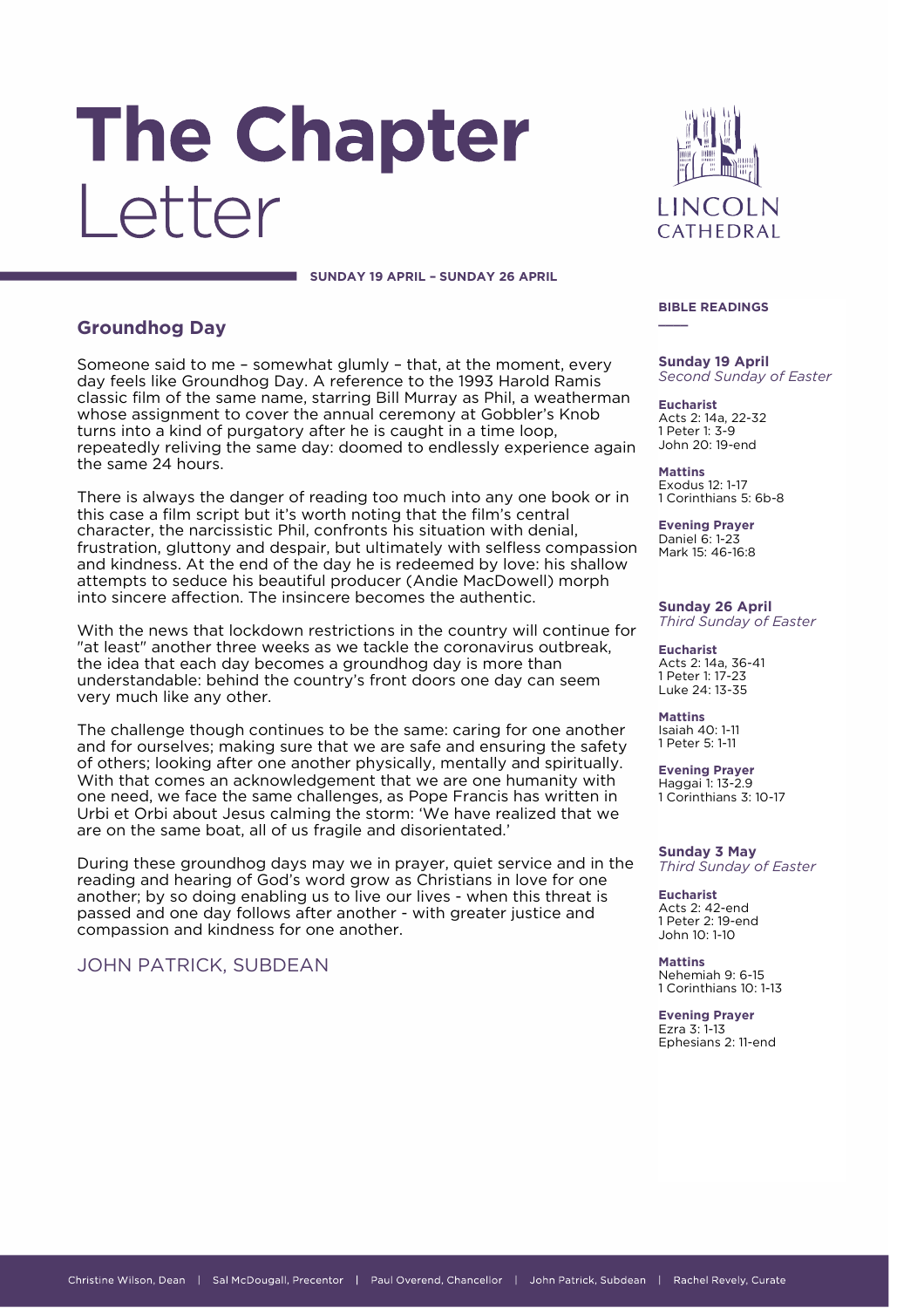# The Chapter Letter

LINCOLN CATHEDRAL

**SUNDAY 19 APRIL – SUNDAY 26 APRIL**

## Groundhog Day

Someone said to me – somewhat glumly – that, at the moment, every day feels like Groundhog Day. A reference to the 1993 Harold Ramis classic film of the same name, starring Bill Murray as Phil, a weatherman whose assignment to cover the annual ceremony at Gobbler's Knob turns into a kind of purgatory after he is caught in a time loop, repeatedly reliving the same day: doomed to endlessly experience again the same 24 hours.

There is always the danger of reading too much into any one book or in this case a film script but it's worth noting that the film's central character, the narcissistic Phil, confronts his situation with denial, frustration, gluttony and despair, but ultimately with selfless compassion and kindness. At the end of the day he is redeemed by love: his shallow attempts to seduce his beautiful producer (Andie MacDowell) morph into sincere affection. The insincere becomes the authentic.

With the news that lockdown restrictions in the country will continue for "at least" another three weeks as we tackle the coronavirus outbreak, the idea that each day becomes a groundhog day is more than understandable: behind the country's front doors one day can seem very much like any other.

The challenge though continues to be the same: caring for one another and for ourselves; making sure that we are safe and ensuring the safety of others; looking after one another physically, mentally and spiritually. With that comes an acknowledgement that we are one humanity with one need, we face the same challenges, as Pope Francis has written in Urbi et Orbi about Jesus calming the storm: 'We have realized that we are on the same boat, all of us fragile and disorientated.'

During these groundhog days may we in prayer, quiet service and in the reading and hearing of God's word grow as Christians in love for one another; by so doing enabling us to live our lives - when this threat is passed and one day follows after another - with greater justice and compassion and kindness for one another.

JOHN PATRICK, SUBDEAN

## BIBLE READINGS

**Sunday 19 April**
*Second Sunday of Easter*

**Eucharist**
Acts 2: 14a, 22-32
1 Peter 1: 3-9
John 20: 19-end

**Mattins**
Exodus 12: 1-17
1 Corinthians 5: 6b-8

**Evening Prayer**
Daniel 6: 1-23
Mark 15: 46-16:8

**Sunday 26 April**
*Third Sunday of Easter*

**Eucharist**
Acts 2: 14a, 36-41
1 Peter 1: 17-23
Luke 24: 13-35

**Mattins**
Isaiah 40: 1-11
1 Peter 5: 1-11

**Evening Prayer**
Haggai 1: 13-2.9
1 Corinthians 3: 10-17

**Sunday 3 May**
*Third Sunday of Easter*

**Eucharist**
Acts 2: 42-end
1 Peter 2: 19-end
John 10: 1-10

**Mattins**
Nehemiah 9: 6-15
1 Corinthians 10: 1-13

**Evening Prayer**
Ezra 3: 1-13
Ephesians 2: 11-end

Christine Wilson, Dean | Sal McDougall, Precentor | Paul Overend, Chancellor | John Patrick, Subdean | Rachel Revely, Curate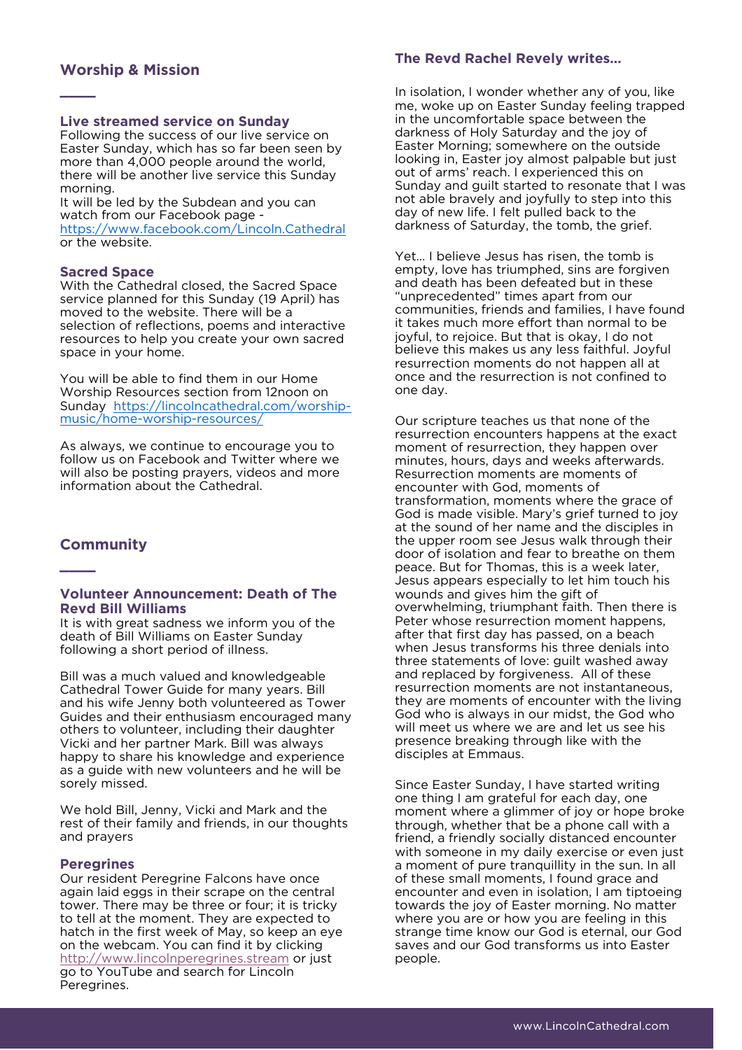## Worship & Mission

### Live streamed service on Sunday

Following the success of our live service on Easter Sunday, which has so far been seen by more than 4,000 people around the world, there will be another live service this Sunday morning.
It will be led by the Subdean and you can watch from our Facebook page - https://www.facebook.com/Lincoln.Cathedral or the website.

### Sacred Space

With the Cathedral closed, the Sacred Space service planned for this Sunday (19 April) has moved to the website. There will be a selection of reflections, poems and interactive resources to help you create your own sacred space in your home.

You will be able to find them in our Home Worship Resources section from 12noon on Sunday https://lincolncathedral.com/worship-music/home-worship-resources/

As always, we continue to encourage you to follow us on Facebook and Twitter where we will also be posting prayers, videos and more information about the Cathedral.

## Community

### Volunteer Announcement: Death of The Revd Bill Williams

It is with great sadness we inform you of the death of Bill Williams on Easter Sunday following a short period of illness.

Bill was a much valued and knowledgeable Cathedral Tower Guide for many years. Bill and his wife Jenny both volunteered as Tower Guides and their enthusiasm encouraged many others to volunteer, including their daughter Vicki and her partner Mark. Bill was always happy to share his knowledge and experience as a guide with new volunteers and he will be sorely missed.

We hold Bill, Jenny, Vicki and Mark and the rest of their family and friends, in our thoughts and prayers

### Peregrines

Our resident Peregrine Falcons have once again laid eggs in their scrape on the central tower. There may be three or four; it is tricky to tell at the moment. They are expected to hatch in the first week of May, so keep an eye on the webcam. You can find it by clicking http://www.lincolnperegrines.stream or just go to YouTube and search for Lincoln Peregrines.

### The Revd Rachel Revely writes...

In isolation, I wonder whether any of you, like me, woke up on Easter Sunday feeling trapped in the uncomfortable space between the darkness of Holy Saturday and the joy of Easter Morning; somewhere on the outside looking in, Easter joy almost palpable but just out of arms' reach. I experienced this on Sunday and guilt started to resonate that I was not able bravely and joyfully to step into this day of new life. I felt pulled back to the darkness of Saturday, the tomb, the grief.

Yet... I believe Jesus has risen, the tomb is empty, love has triumphed, sins are forgiven and death has been defeated but in these "unprecedented" times apart from our communities, friends and families, I have found it takes much more effort than normal to be joyful, to rejoice. But that is okay, I do not believe this makes us any less faithful. Joyful resurrection moments do not happen all at once and the resurrection is not confined to one day.

Our scripture teaches us that none of the resurrection encounters happens at the exact moment of resurrection, they happen over minutes, hours, days and weeks afterwards. Resurrection moments are moments of encounter with God, moments of transformation, moments where the grace of God is made visible. Mary's grief turned to joy at the sound of her name and the disciples in the upper room see Jesus walk through their door of isolation and fear to breathe on them peace. But for Thomas, this is a week later, Jesus appears especially to let him touch his wounds and gives him the gift of overwhelming, triumphant faith. Then there is Peter whose resurrection moment happens, after that first day has passed, on a beach when Jesus transforms his three denials into three statements of love: guilt washed away and replaced by forgiveness. All of these resurrection moments are not instantaneous, they are moments of encounter with the living God who is always in our midst, the God who will meet us where we are and let us see his presence breaking through like with the disciples at Emmaus.

Since Easter Sunday, I have started writing one thing I am grateful for each day, one moment where a glimmer of joy or hope broke through, whether that be a phone call with a friend, a friendly socially distanced encounter with someone in my daily exercise or even just a moment of pure tranquillity in the sun. In all of these small moments, I found grace and encounter and even in isolation, I am tiptoeing towards the joy of Easter morning. No matter where you are or how you are feeling in this strange time know our God is eternal, our God saves and our God transforms us into Easter people.